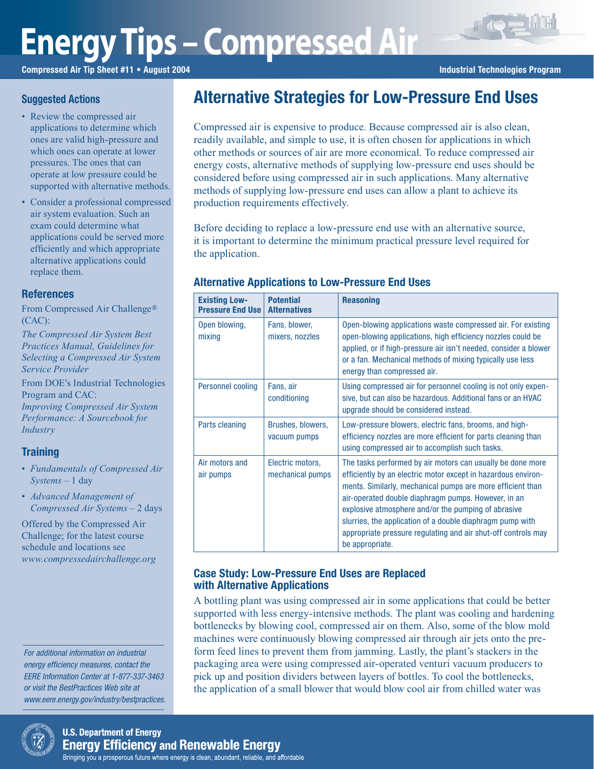# Energy Tips – Compressed Air

**Compressed Air Tip Sheet #11 • August 2004**

**Industrial Technologies Program**

## Alternative Strategies for Low-Pressure End Uses

Compressed air is expensive to produce. Because compressed air is also clean, readily available, and simple to use, it is often chosen for applications in which other methods or sources of air are more economical. To reduce compressed air energy costs, alternative methods of supplying low-pressure end uses should be considered before using compressed air in such applications. Many alternative methods of supplying low-pressure end uses can allow a plant to achieve its production requirements effectively.

Before deciding to replace a low-pressure end use with an alternative source, it is important to determine the minimum practical pressure level required for the application.

### Alternative Applications to Low-Pressure End Uses

| Existing Low-Pressure End Use | Potential Alternatives | Reasoning |
|---|---|---|
| Open blowing, mixing | Fans, blower, mixers, nozzles | Open-blowing applications waste compressed air. For existing open-blowing applications, high efficiency nozzles could be applied, or if high-pressure air isn't needed, consider a blower or a fan. Mechanical methods of mixing typically use less energy than compressed air. |
| Personnel cooling | Fans, air conditioning | Using compressed air for personnel cooling is not only expensive, but can also be hazardous. Additional fans or an HVAC upgrade should be considered instead. |
| Parts cleaning | Brushes, blowers, vacuum pumps | Low-pressure blowers, electric fans, brooms, and high-efficiency nozzles are more efficient for parts cleaning than using compressed air to accomplish such tasks. |
| Air motors and air pumps | Electric motors, mechanical pumps | The tasks performed by air motors can usually be done more efficiently by an electric motor except in hazardous environments. Similarly, mechanical pumps are more efficient than air-operated double diaphragm pumps. However, in an explosive atmosphere and/or the pumping of abrasive slurries, the application of a double diaphragm pump with appropriate pressure regulating and air shut-off controls may be appropriate. |

### Case Study: Low-Pressure End Uses are Replaced with Alternative Applications

A bottling plant was using compressed air in some applications that could be better supported with less energy-intensive methods. The plant was cooling and hardening bottlenecks by blowing cool, compressed air on them. Also, some of the blow mold machines were continuously blowing compressed air through air jets onto the pre-form feed lines to prevent them from jamming. Lastly, the plant's stackers in the packaging area were using compressed air-operated venturi vacuum producers to pick up and position dividers between layers of bottles. To cool the bottlenecks, the application of a small blower that would blow cool air from chilled water was

### Suggested Actions

- Review the compressed air applications to determine which ones are valid high-pressure and which ones can operate at lower pressures. The ones that can operate at low pressure could be supported with alternative methods.
- Consider a professional compressed air system evaluation. Such an exam could determine what applications could be served more efficiently and which appropriate alternative applications could replace them.

### References

From Compressed Air Challenge® (CAC):

*The Compressed Air System Best Practices Manual, Guidelines for Selecting a Compressed Air System Service Provider*

From DOE's Industrial Technologies Program and CAC:
*Improving Compressed Air System Performance: A Sourcebook for Industry*

### Training

- *Fundamentals of Compressed Air Systems* – 1 day
- *Advanced Management of Compressed Air Systems* – 2 days

Offered by the Compressed Air Challenge; for the latest course schedule and locations see *www.compressedairchallenge.org*

*For additional information on industrial energy efficiency measures, contact the EERE Information Center at 1-877-337-3463 or visit the BestPractices Web site at www.eere.energy.gov/industry/bestpractices.*

**U.S. Department of Energy**
**Energy Efficiency and Renewable Energy**
Bringing you a prosperous future where energy is clean, abundant, reliable, and affordable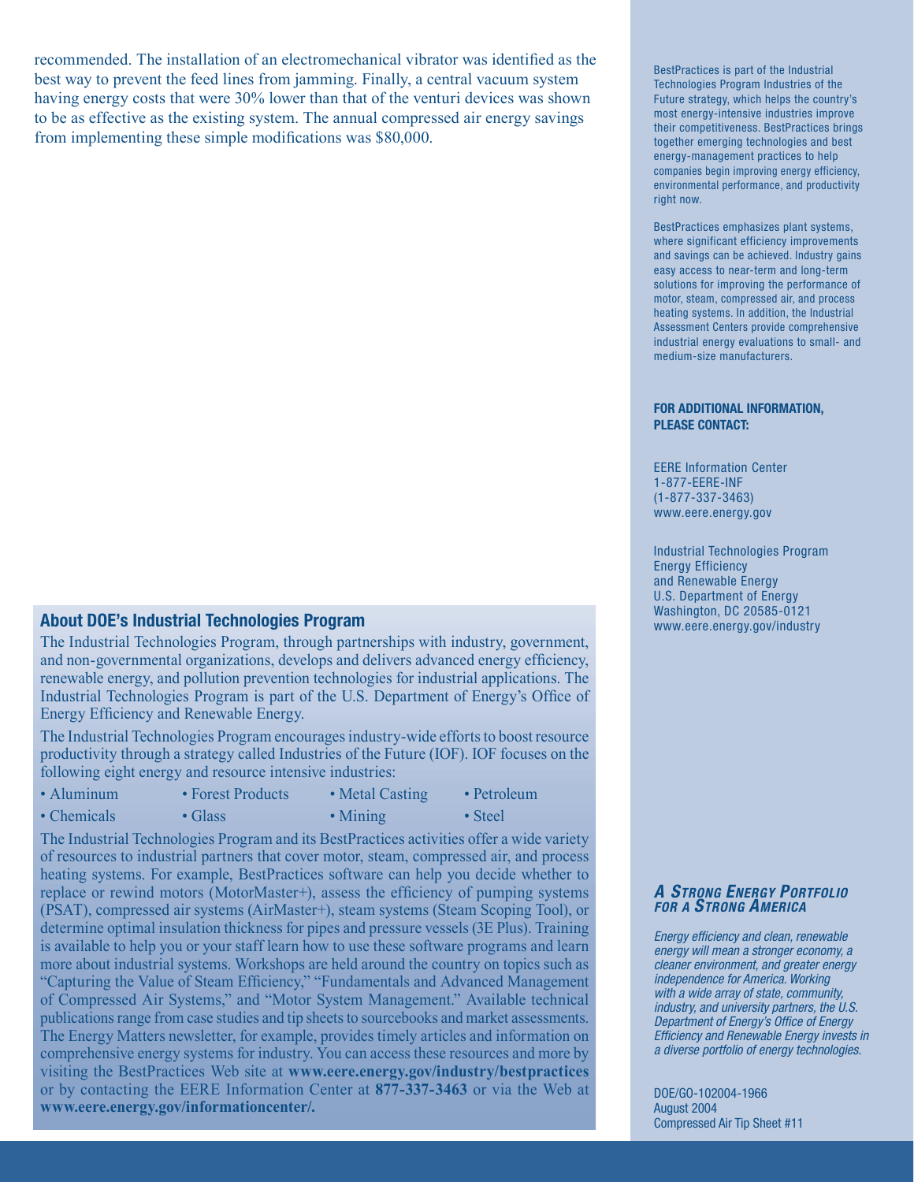recommended. The installation of an electromechanical vibrator was identified as the best way to prevent the feed lines from jamming. Finally, a central vacuum system having energy costs that were 30% lower than that of the venturi devices was shown to be as effective as the existing system. The annual compressed air energy savings from implementing these simple modifications was $80,000.

## About DOE's Industrial Technologies Program

The Industrial Technologies Program, through partnerships with industry, government, and non-governmental organizations, develops and delivers advanced energy efficiency, renewable energy, and pollution prevention technologies for industrial applications. The Industrial Technologies Program is part of the U.S. Department of Energy's Office of Energy Efficiency and Renewable Energy.

The Industrial Technologies Program encourages industry-wide efforts to boost resource productivity through a strategy called Industries of the Future (IOF). IOF focuses on the following eight energy and resource intensive industries:

- Aluminum
- Forest Products
- Metal Casting
- Petroleum
- Chemicals
- Glass
- Mining
- Steel

The Industrial Technologies Program and its BestPractices activities offer a wide variety of resources to industrial partners that cover motor, steam, compressed air, and process heating systems. For example, BestPractices software can help you decide whether to replace or rewind motors (MotorMaster+), assess the efficiency of pumping systems (PSAT), compressed air systems (AirMaster+), steam systems (Steam Scoping Tool), or determine optimal insulation thickness for pipes and pressure vessels (3E Plus). Training is available to help you or your staff learn how to use these software programs and learn more about industrial systems. Workshops are held around the country on topics such as "Capturing the Value of Steam Efficiency," "Fundamentals and Advanced Management of Compressed Air Systems," and "Motor System Management." Available technical publications range from case studies and tip sheets to sourcebooks and market assessments. The Energy Matters newsletter, for example, provides timely articles and information on comprehensive energy systems for industry. You can access these resources and more by visiting the BestPractices Web site at **www.eere.energy.gov/industry/bestpractices** or by contacting the EERE Information Center at **877-337-3463** or via the Web at **www.eere.energy.gov/informationcenter/.**

BestPractices is part of the Industrial Technologies Program Industries of the Future strategy, which helps the country's most energy-intensive industries improve their competitiveness. BestPractices brings together emerging technologies and best energy-management practices to help companies begin improving energy efficiency, environmental performance, and productivity right now.

BestPractices emphasizes plant systems, where significant efficiency improvements and savings can be achieved. Industry gains easy access to near-term and long-term solutions for improving the performance of motor, steam, compressed air, and process heating systems. In addition, the Industrial Assessment Centers provide comprehensive industrial energy evaluations to small- and medium-size manufacturers.

**FOR ADDITIONAL INFORMATION, PLEASE CONTACT:**

EERE Information Center
1-877-EERE-INF
(1-877-337-3463)
www.eere.energy.gov

Industrial Technologies Program
Energy Efficiency
and Renewable Energy
U.S. Department of Energy
Washington, DC 20585-0121
www.eere.energy.gov/industry

***A Strong Energy Portfolio for a Strong America***

*Energy efficiency and clean, renewable energy will mean a stronger economy, a cleaner environment, and greater energy independence for America. Working with a wide array of state, community, industry, and university partners, the U.S. Department of Energy's Office of Energy Efficiency and Renewable Energy invests in a diverse portfolio of energy technologies.*

DOE/GO-102004-1966
August 2004
Compressed Air Tip Sheet #11